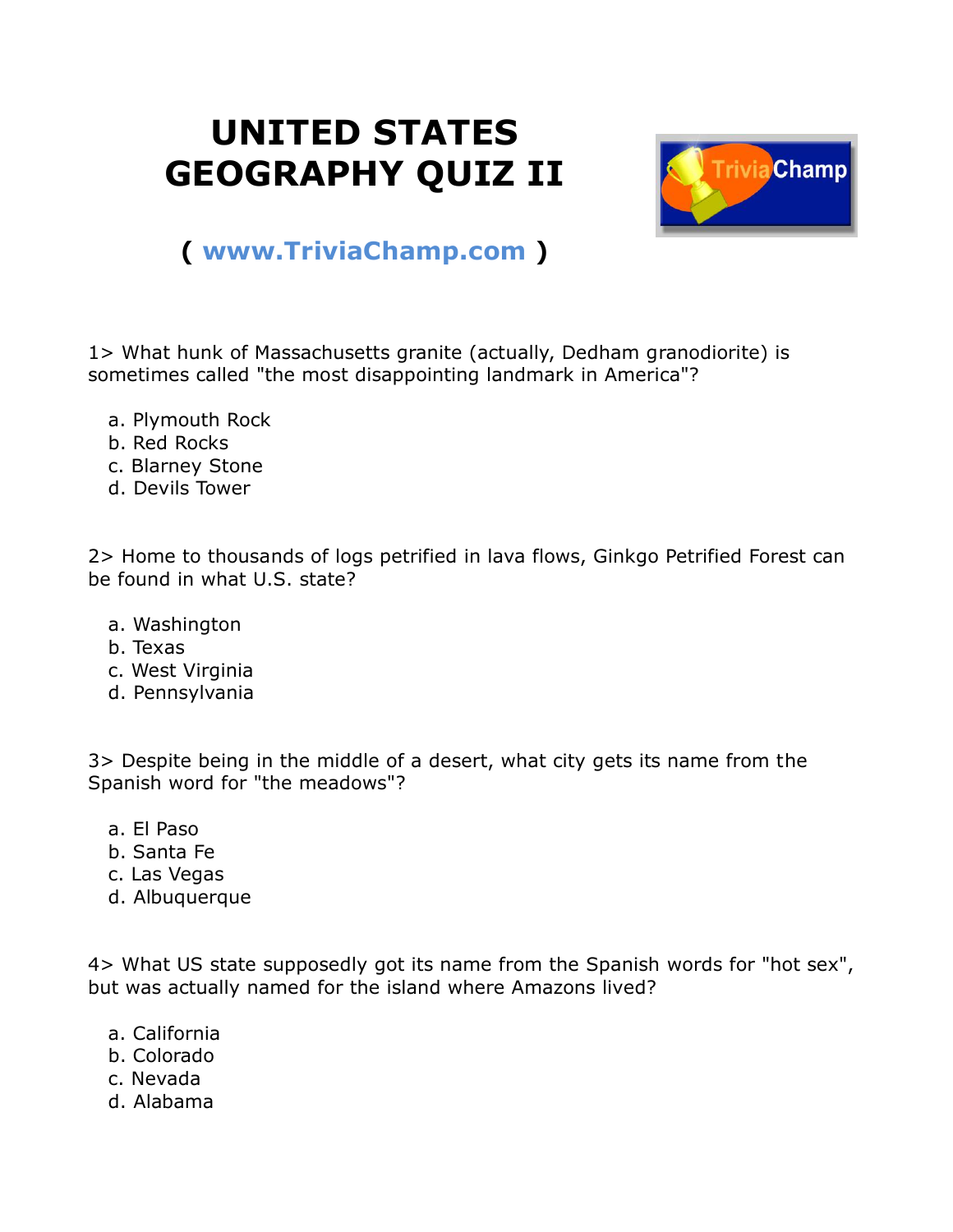# UNITED STATES GEOGRAPHY QUIZ II

( www.TriviaChamp.com )

1> What hunk of Massachusetts granite (actually, Dedham granodiorite) is sometimes called "the most disappointing landmark in America"?

a. Plymouth Rock
b. Red Rocks
c. Blarney Stone
d. Devils Tower

2> Home to thousands of logs petrified in lava flows, Ginkgo Petrified Forest can be found in what U.S. state?

a. Washington
b. Texas
c. West Virginia
d. Pennsylvania

3> Despite being in the middle of a desert, what city gets its name from the Spanish word for "the meadows"?

a. El Paso
b. Santa Fe
c. Las Vegas
d. Albuquerque

4> What US state supposedly got its name from the Spanish words for "hot sex", but was actually named for the island where Amazons lived?

a. California
b. Colorado
c. Nevada
d. Alabama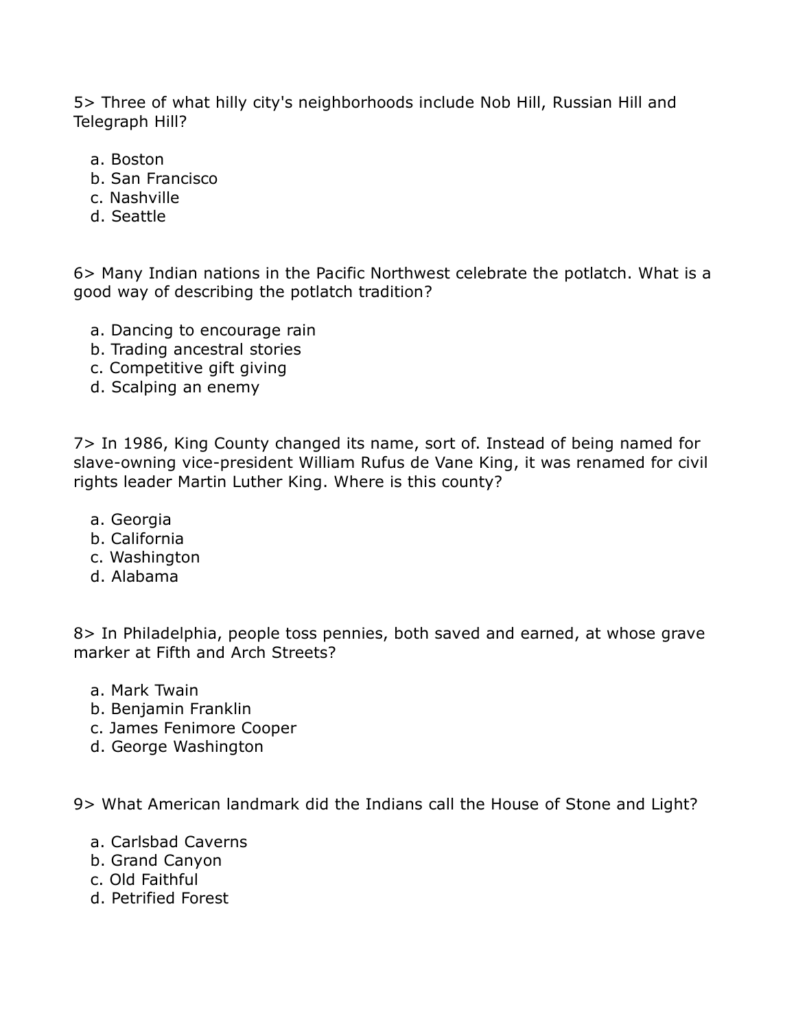5> Three of what hilly city's neighborhoods include Nob Hill, Russian Hill and Telegraph Hill?

a. Boston
b. San Francisco
c. Nashville
d. Seattle

6> Many Indian nations in the Pacific Northwest celebrate the potlatch. What is a good way of describing the potlatch tradition?

a. Dancing to encourage rain
b. Trading ancestral stories
c. Competitive gift giving
d. Scalping an enemy

7> In 1986, King County changed its name, sort of. Instead of being named for slave-owning vice-president William Rufus de Vane King, it was renamed for civil rights leader Martin Luther King. Where is this county?

a. Georgia
b. California
c. Washington
d. Alabama

8> In Philadelphia, people toss pennies, both saved and earned, at whose grave marker at Fifth and Arch Streets?

a. Mark Twain
b. Benjamin Franklin
c. James Fenimore Cooper
d. George Washington

9> What American landmark did the Indians call the House of Stone and Light?

a. Carlsbad Caverns
b. Grand Canyon
c. Old Faithful
d. Petrified Forest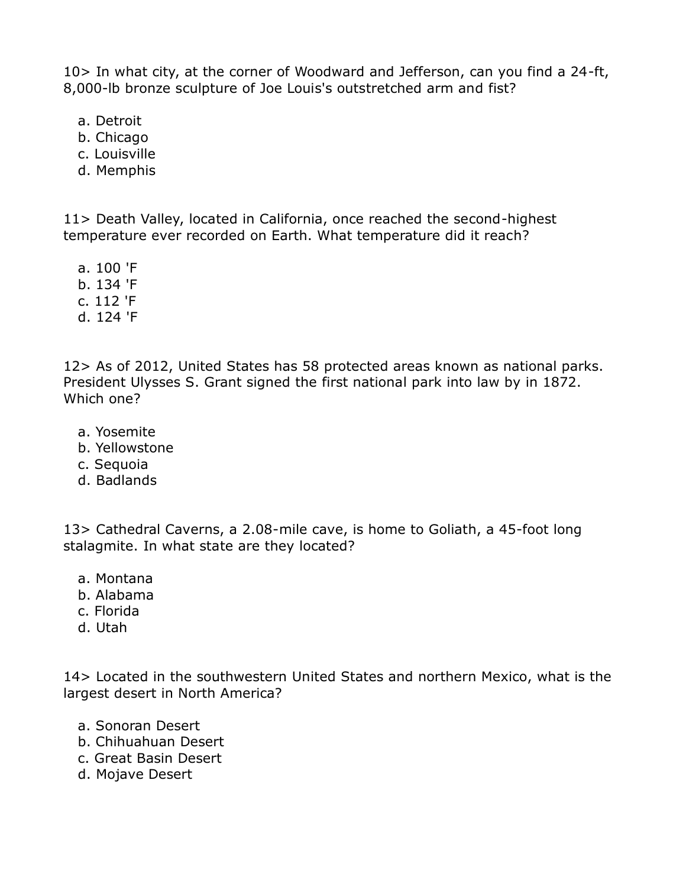10> In what city, at the corner of Woodward and Jefferson, can you find a 24-ft, 8,000-lb bronze sculpture of Joe Louis's outstretched arm and fist?

a. Detroit
b. Chicago
c. Louisville
d. Memphis

11> Death Valley, located in California, once reached the second-highest temperature ever recorded on Earth. What temperature did it reach?

a. 100 'F
b. 134 'F
c. 112 'F
d. 124 'F

12> As of 2012, United States has 58 protected areas known as national parks. President Ulysses S. Grant signed the first national park into law by in 1872. Which one?

a. Yosemite
b. Yellowstone
c. Sequoia
d. Badlands

13> Cathedral Caverns, a 2.08-mile cave, is home to Goliath, a 45-foot long stalagmite. In what state are they located?

a. Montana
b. Alabama
c. Florida
d. Utah

14> Located in the southwestern United States and northern Mexico, what is the largest desert in North America?

a. Sonoran Desert
b. Chihuahuan Desert
c. Great Basin Desert
d. Mojave Desert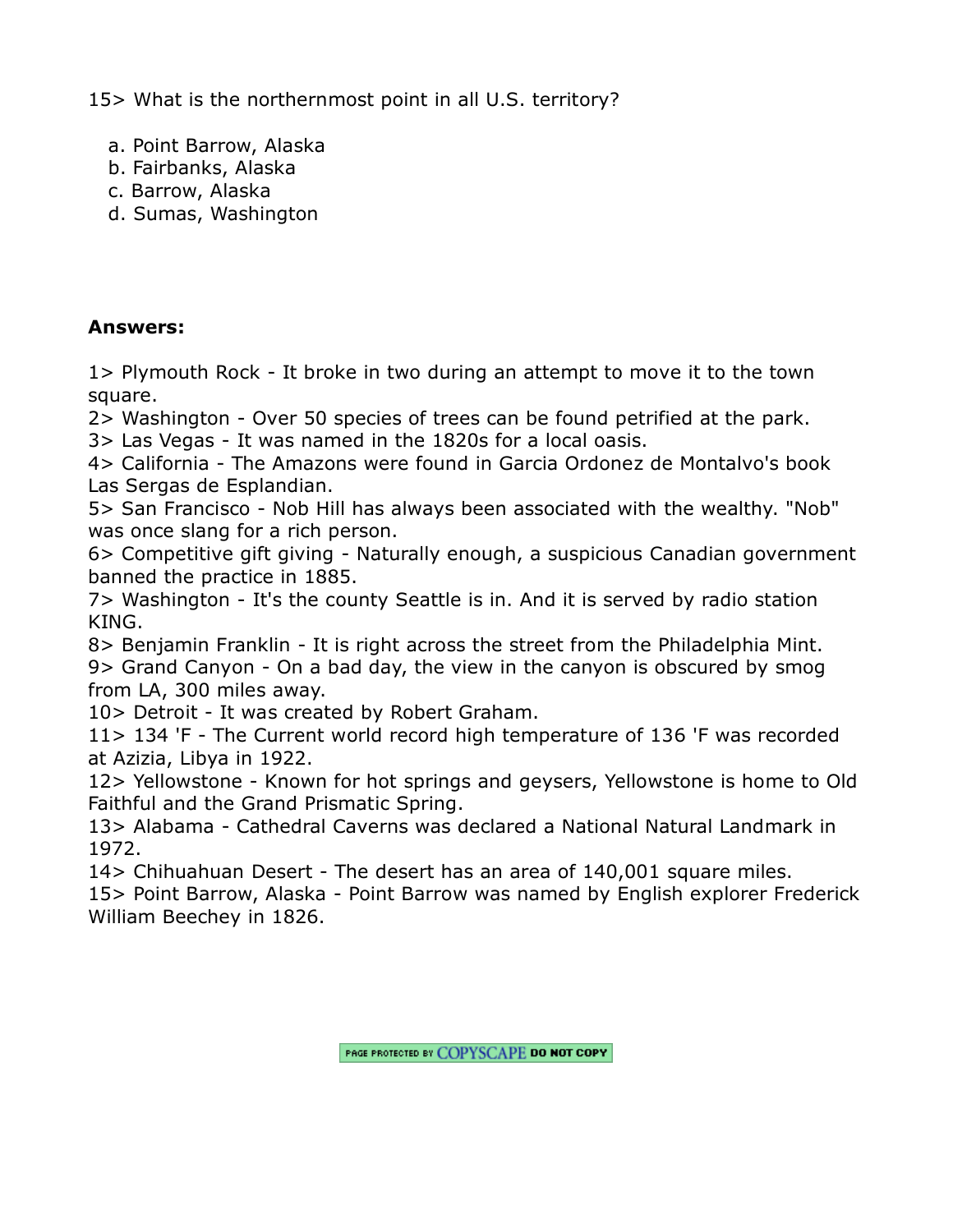15> What is the northernmost point in all U.S. territory?

a. Point Barrow, Alaska
b. Fairbanks, Alaska
c. Barrow, Alaska
d. Sumas, Washington

**Answers:**

1> Plymouth Rock - It broke in two during an attempt to move it to the town square.
2> Washington - Over 50 species of trees can be found petrified at the park.
3> Las Vegas - It was named in the 1820s for a local oasis.
4> California - The Amazons were found in Garcia Ordonez de Montalvo's book Las Sergas de Esplandian.
5> San Francisco - Nob Hill has always been associated with the wealthy. "Nob" was once slang for a rich person.
6> Competitive gift giving - Naturally enough, a suspicious Canadian government banned the practice in 1885.
7> Washington - It's the county Seattle is in. And it is served by radio station KING.
8> Benjamin Franklin - It is right across the street from the Philadelphia Mint.
9> Grand Canyon - On a bad day, the view in the canyon is obscured by smog from LA, 300 miles away.
10> Detroit - It was created by Robert Graham.
11> 134 'F - The Current world record high temperature of 136 'F was recorded at Azizia, Libya in 1922.
12> Yellowstone - Known for hot springs and geysers, Yellowstone is home to Old Faithful and the Grand Prismatic Spring.
13> Alabama - Cathedral Caverns was declared a National Natural Landmark in 1972.
14> Chihuahuan Desert - The desert has an area of 140,001 square miles.
15> Point Barrow, Alaska - Point Barrow was named by English explorer Frederick William Beechey in 1826.

PAGE PROTECTED BY COPYSCAPE DO NOT COPY